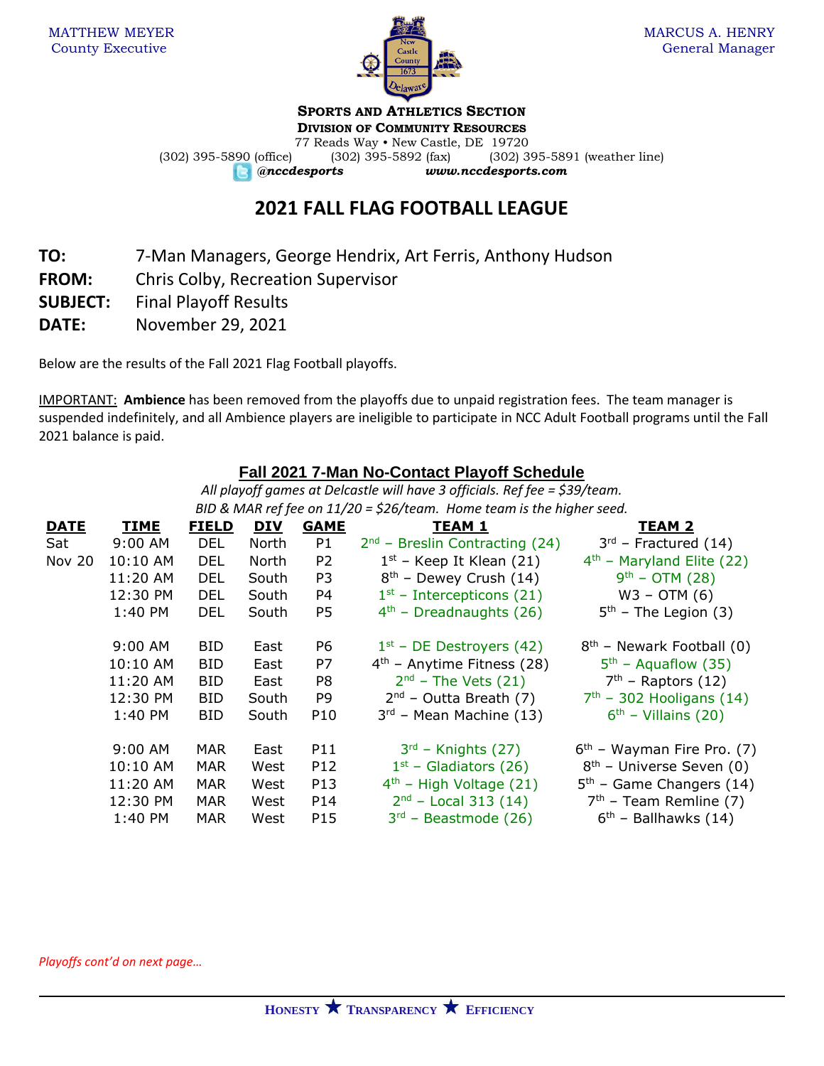MATTHEW MEYER
County Executive

MARCUS A. HENRY
General Manager

**SPORTS AND ATHLETICS SECTION**
**DIVISION OF COMMUNITY RESOURCES**
77 Reads Way • New Castle, DE 19720
(302) 395-5890 (office) (302) 395-5892 (fax) (302) 395-5891 (weather line)
*@nccdesports* *www.nccdesports.com*

# 2021 FALL FLAG FOOTBALL LEAGUE

**TO:** 7-Man Managers, George Hendrix, Art Ferris, Anthony Hudson
**FROM:** Chris Colby, Recreation Supervisor
**SUBJECT:** Final Playoff Results
**DATE:** November 29, 2021

Below are the results of the Fall 2021 Flag Football playoffs.

IMPORTANT: **Ambience** has been removed from the playoffs due to unpaid registration fees. The team manager is suspended indefinitely, and all Ambience players are ineligible to participate in NCC Adult Football programs until the Fall 2021 balance is paid.

## Fall 2021 7-Man No-Contact Playoff Schedule

*All playoff games at Delcastle will have 3 officials. Ref fee = $39/team.*
*BID & MAR ref fee on 11/20 = $26/team. Home team is the higher seed.*

| DATE | TIME | FIELD | DIV | GAME | TEAM 1 | TEAM 2 |
|---|---|---|---|---|---|---|
| Sat | 9:00 AM | DEL | North | P1 | 2nd – Breslin Contracting (24) | 3rd – Fractured (14) |
| Nov 20 | 10:10 AM | DEL | North | P2 | 1st – Keep It Klean (21) | 4th – Maryland Elite (22) |
| | 11:20 AM | DEL | South | P3 | 8th – Dewey Crush (14) | 9th – OTM (28) |
| | 12:30 PM | DEL | South | P4 | 1st – Intercepticons (21) | W3 – OTM (6) |
| | 1:40 PM | DEL | South | P5 | 4th – Dreadnaughts (26) | 5th – The Legion (3) |
| | 9:00 AM | BID | East | P6 | 1st – DE Destroyers (42) | 8th – Newark Football (0) |
| | 10:10 AM | BID | East | P7 | 4th – Anytime Fitness (28) | 5th – Aquaflow (35) |
| | 11:20 AM | BID | East | P8 | 2nd – The Vets (21) | 7th – Raptors (12) |
| | 12:30 PM | BID | South | P9 | 2nd – Outta Breath (7) | 7th – 302 Hooligans (14) |
| | 1:40 PM | BID | South | P10 | 3rd – Mean Machine (13) | 6th – Villains (20) |
| | 9:00 AM | MAR | East | P11 | 3rd – Knights (27) | 6th – Wayman Fire Pro. (7) |
| | 10:10 AM | MAR | West | P12 | 1st – Gladiators (26) | 8th – Universe Seven (0) |
| | 11:20 AM | MAR | West | P13 | 4th – High Voltage (21) | 5th – Game Changers (14) |
| | 12:30 PM | MAR | West | P14 | 2nd – Local 313 (14) | 7th – Team Remline (7) |
| | 1:40 PM | MAR | West | P15 | 3rd – Beastmode (26) | 6th – Ballhawks (14) |

*Playoffs cont'd on next page…*

**HONESTY ★ TRANSPARENCY ★ EFFICIENCY**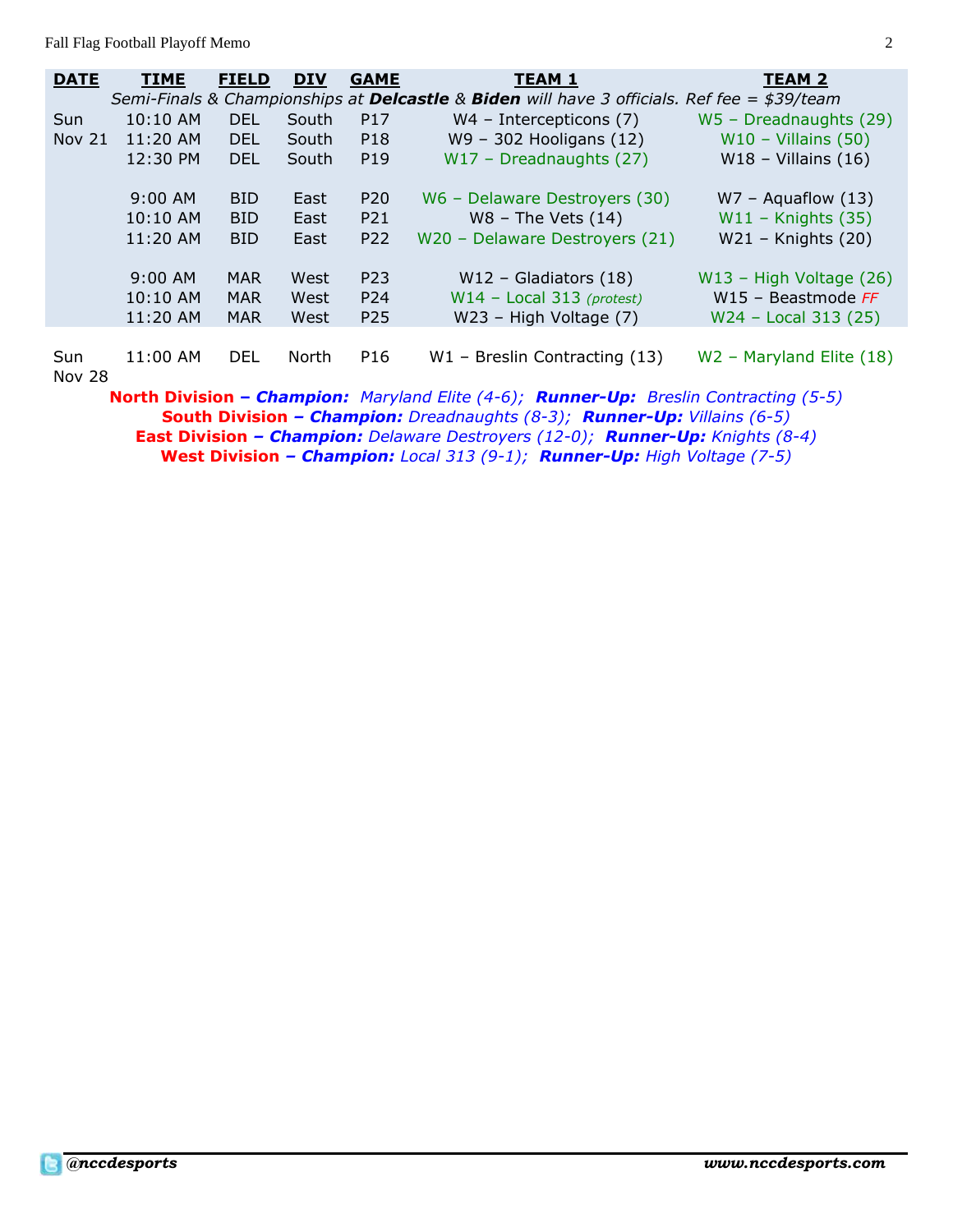| **DATE** | **TIME** | **FIELD** | **DIV** | **GAME** | **TEAM 1** | **TEAM 2** |
|---|---|---|---|---|---|---|
| *Semi-Finals & Championships at* ***Delcastle*** *&* ***Biden*** *will have 3 officials. Ref fee = $39/team* | | | | | | |
| Sun Nov 21 | 10:10 AM | DEL | South | P17 | W4 – Intercepticons (7) | W5 – Dreadnaughts (29) |
| | 11:20 AM | DEL | South | P18 | W9 – 302 Hooligans (12) | W10 – Villains (50) |
| | 12:30 PM | DEL | South | P19 | W17 – Dreadnaughts (27) | W18 – Villains (16) |
| | 9:00 AM | BID | East | P20 | W6 – Delaware Destroyers (30) | W7 – Aquaflow (13) |
| | 10:10 AM | BID | East | P21 | W8 – The Vets (14) | W11 – Knights (35) |
| | 11:20 AM | BID | East | P22 | W20 – Delaware Destroyers (21) | W21 – Knights (20) |
| | 9:00 AM | MAR | West | P23 | W12 – Gladiators (18) | W13 – High Voltage (26) |
| | 10:10 AM | MAR | West | P24 | W14 – Local 313 *(protest)* | W15 – Beastmode *FF* |
| | 11:20 AM | MAR | West | P25 | W23 – High Voltage (7) | W24 – Local 313 (25) |
| Sun Nov 28 | 11:00 AM | DEL | North | P16 | W1 – Breslin Contracting (13) | W2 – Maryland Elite (18) |

**North Division – *Champion:*** *Maryland Elite (4-6);* ***Runner-Up:*** *Breslin Contracting (5-5)*

**South Division – *Champion:*** *Dreadnaughts (8-3);* ***Runner-Up:*** *Villains (6-5)*

**East Division – *Champion:*** *Delaware Destroyers (12-0);* ***Runner-Up:*** *Knights (8-4)*

**West Division – *Champion:*** *Local 313 (9-1);* ***Runner-Up:*** *High Voltage (7-5)*